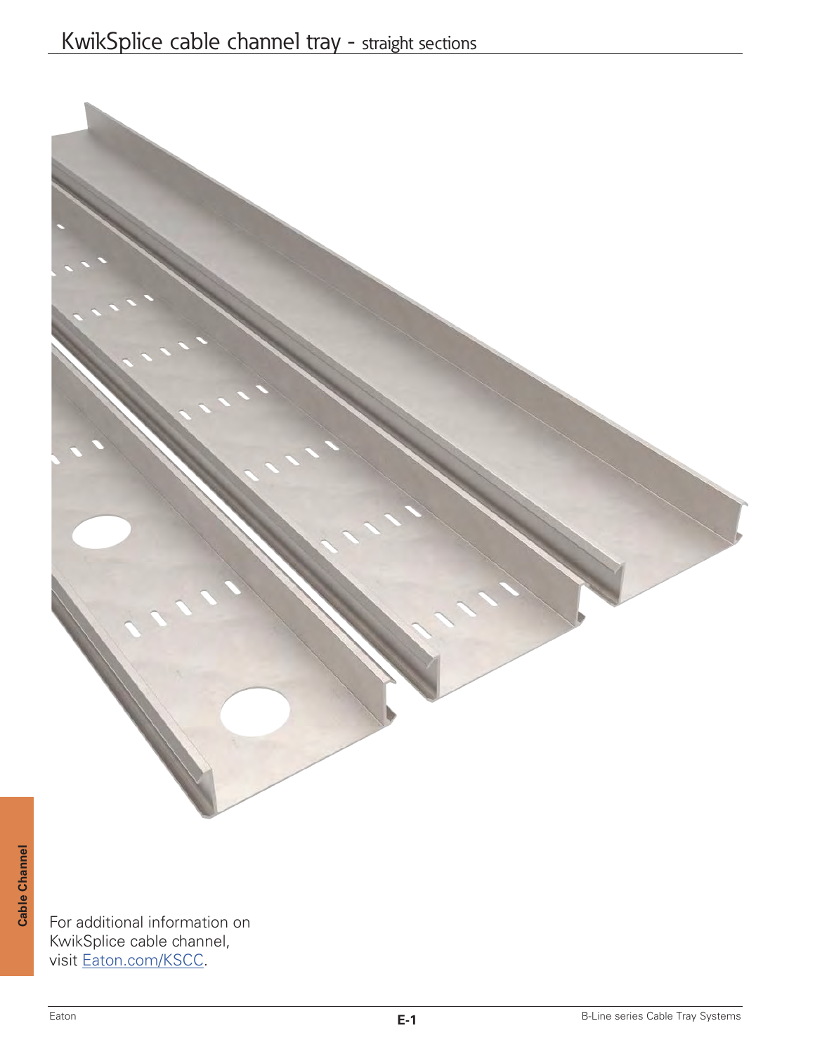# KwikSplice cable channel tray - straight sections

Cable Channel

For additional information on KwikSplice cable channel, visit Eaton.com/KSCC.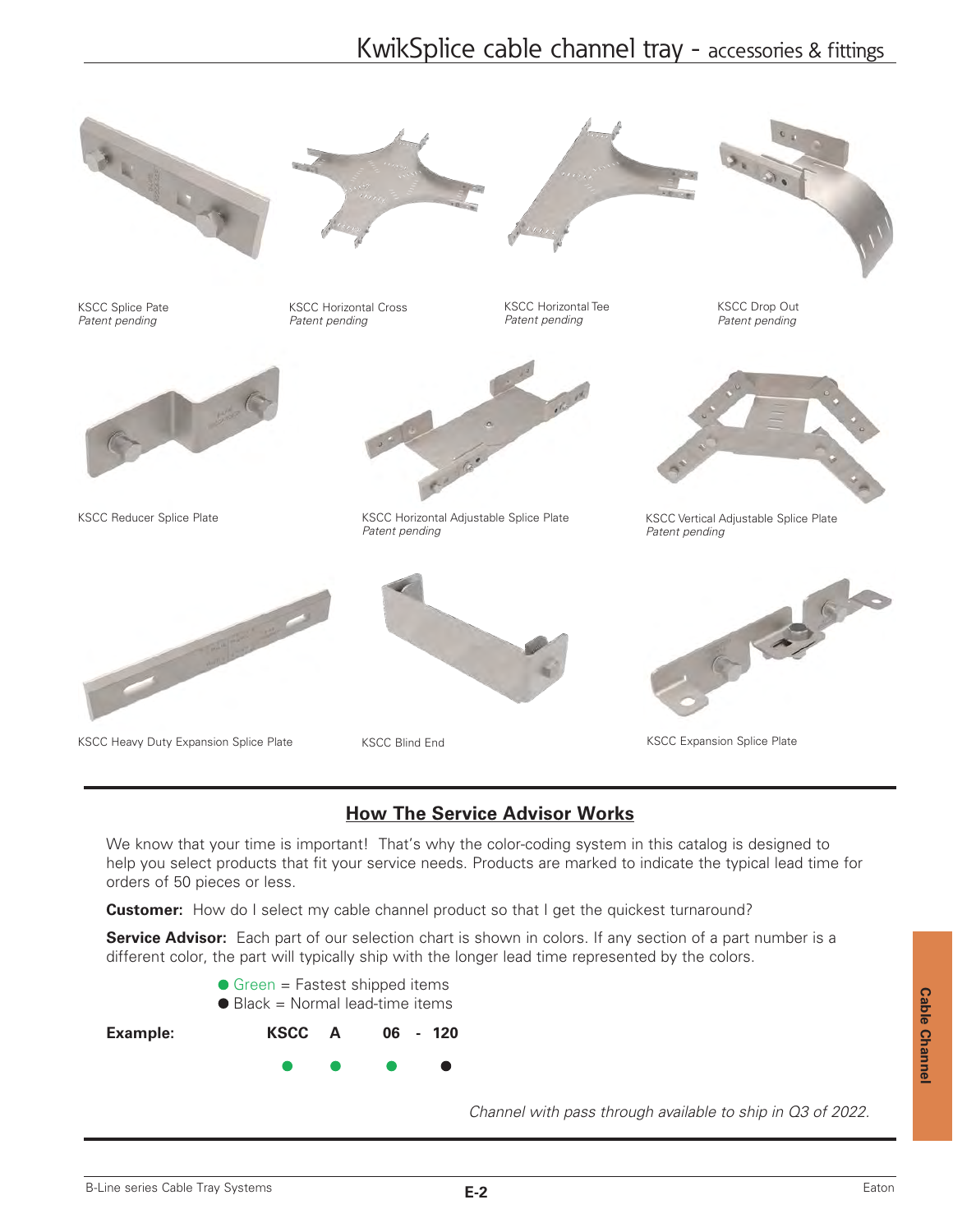# KwikSplice cable channel tray - accessories & fittings

KSCC Splice Pate
*Patent pending*

KSCC Horizontal Cross
*Patent pending*

KSCC Horizontal Tee
*Patent pending*

KSCC Drop Out
*Patent pending*

KSCC Reducer Splice Plate

KSCC Horizontal Adjustable Splice Plate
*Patent pending*

KSCC Vertical Adjustable Splice Plate
*Patent pending*

KSCC Heavy Duty Expansion Splice Plate

KSCC Blind End

KSCC Expansion Splice Plate

## How The Service Advisor Works

We know that your time is important! That's why the color-coding system in this catalog is designed to help you select products that fit your service needs. Products are marked to indicate the typical lead time for orders of 50 pieces or less.

**Customer:** How do I select my cable channel product so that I get the quickest turnaround?

**Service Advisor:** Each part of our selection chart is shown in colors. If any section of a part number is a different color, the part will typically ship with the longer lead time represented by the colors.

- ● Green = Fastest shipped items
- ● Black = Normal lead-time items

**Example:** **KSCC A 06 - 120**

| KSCC | A | 06 | - | 120 |
|---|---|---|---|---|
| ● (Green) | ● (Green) | ● (Green) | | ● (Black) |

*Channel with pass through available to ship in Q3 of 2022.*

Cable Channel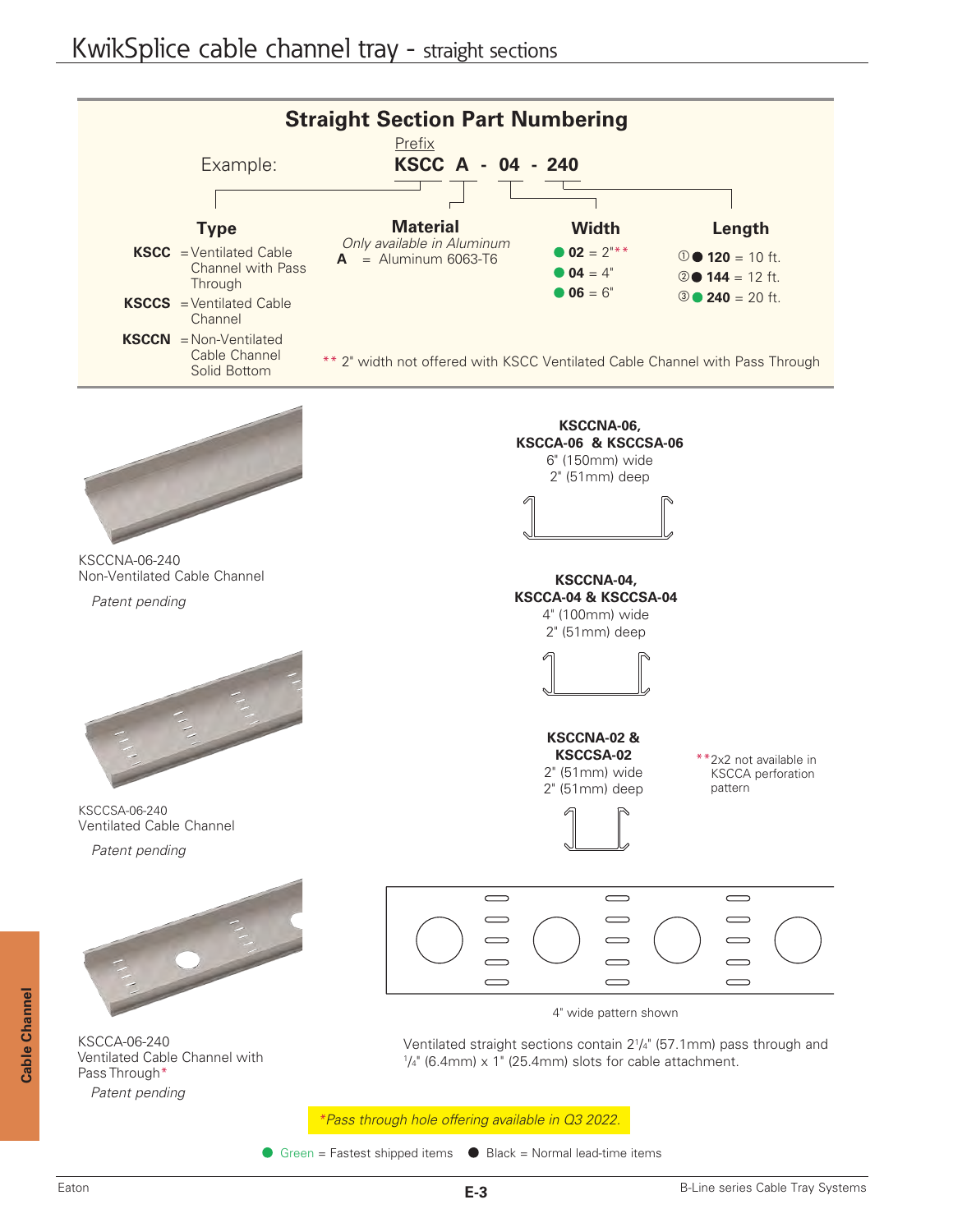# KwikSplice cable channel tray - straight sections

## Straight Section Part Numbering

Example: Prefix **KSCC A - 04 - 240**

### Type

**KSCC** = Ventilated Cable Channel with Pass Through

**KSCCS** = Ventilated Cable Channel

**KSCCN** = Non-Ventilated Cable Channel Solid Bottom

### Material

*Only available in Aluminum*

**A** = Aluminum 6063-T6

### Width

● **02** = 2"**

● **04** = 4"

● **06** = 6"

### Length

① ● **120** = 10 ft.

② ● **144** = 12 ft.

③ ● **240** = 20 ft.

** 2" width not offered with KSCC Ventilated Cable Channel with Pass Through

KSCCNA-06-240
Non-Ventilated Cable Channel

*Patent pending*

KSCCSA-06-240
Ventilated Cable Channel

*Patent pending*

KSCCA-06-240
Ventilated Cable Channel with Pass Through*

*Patent pending*

**KSCCNA-06, KSCCA-06 & KSCCSA-06**
6" (150mm) wide
2" (51mm) deep

**KSCCNA-04, KSCCA-04 & KSCCSA-04**
4" (100mm) wide
2" (51mm) deep

**KSCCNA-02 & KSCCSA-02**
2" (51mm) wide
2" (51mm) deep

**2x2 not available in KSCCA perforation pattern

4" wide pattern shown

Ventilated straight sections contain 2¼" (57.1mm) pass through and ¼" (6.4mm) x 1" (25.4mm) slots for cable attachment.

*\*Pass through hole offering available in Q3 2022.*

● Green = Fastest shipped items ● Black = Normal lead-time items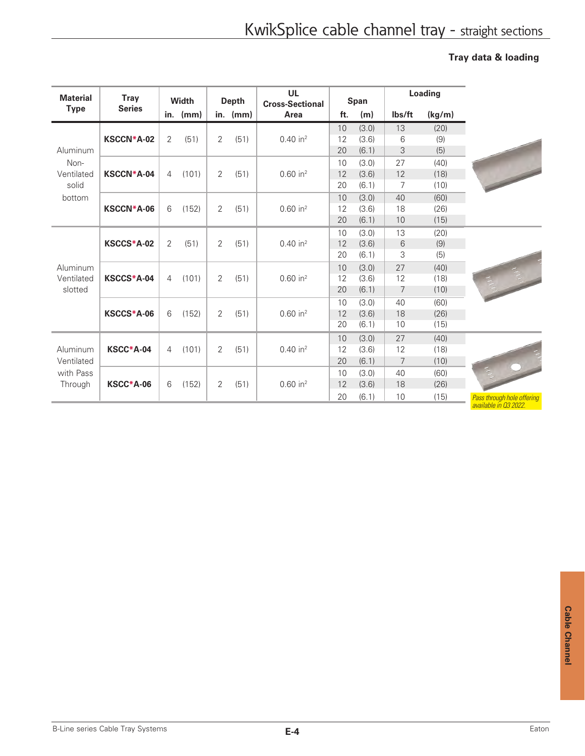# KwikSplice cable channel tray - straight sections

### Tray data & loading

| Material Type | Tray Series | Width in. | Width (mm) | Depth in. | Depth (mm) | UL Cross-Sectional Area | Span ft. | Span (m) | Loading lbs/ft | Loading (kg/m) |
|---|---|---|---|---|---|---|---|---|---|---|
| Aluminum Non-Ventilated solid bottom | **KSCCN*A-02** | 2 | (51) | 2 | (51) | 0.40 in² | 10 | (3.0) | 13 | (20) |
| | | | | | | | 12 | (3.6) | 6 | (9) |
| | | | | | | | 20 | (6.1) | 3 | (5) |
| | **KSCCN*A-04** | 4 | (101) | 2 | (51) | 0.60 in² | 10 | (3.0) | 27 | (40) |
| | | | | | | | 12 | (3.6) | 12 | (18) |
| | | | | | | | 20 | (6.1) | 7 | (10) |
| | **KSCCN*A-06** | 6 | (152) | 2 | (51) | 0.60 in² | 10 | (3.0) | 40 | (60) |
| | | | | | | | 12 | (3.6) | 18 | (26) |
| | | | | | | | 20 | (6.1) | 10 | (15) |
| Aluminum Ventilated slotted | **KSCCS*A-02** | 2 | (51) | 2 | (51) | 0.40 in² | 10 | (3.0) | 13 | (20) |
| | | | | | | | 12 | (3.6) | 6 | (9) |
| | | | | | | | 20 | (6.1) | 3 | (5) |
| | **KSCCS*A-04** | 4 | (101) | 2 | (51) | 0.60 in² | 10 | (3.0) | 27 | (40) |
| | | | | | | | 12 | (3.6) | 12 | (18) |
| | | | | | | | 20 | (6.1) | 7 | (10) |
| | **KSCCS*A-06** | 6 | (152) | 2 | (51) | 0.60 in² | 10 | (3.0) | 40 | (60) |
| | | | | | | | 12 | (3.6) | 18 | (26) |
| | | | | | | | 20 | (6.1) | 10 | (15) |
| Aluminum Ventilated with Pass Through | **KSCC*A-04** | 4 | (101) | 2 | (51) | 0.40 in² | 10 | (3.0) | 27 | (40) |
| | | | | | | | 12 | (3.6) | 12 | (18) |
| | | | | | | | 20 | (6.1) | 7 | (10) |
| | **KSCC*A-06** | 6 | (152) | 2 | (51) | 0.60 in² | 10 | (3.0) | 40 | (60) |
| | | | | | | | 12 | (3.6) | 18 | (26) |
| | | | | | | | 20 | (6.1) | 10 | (15) |

*Pass through hole offering available in Q3 2022.*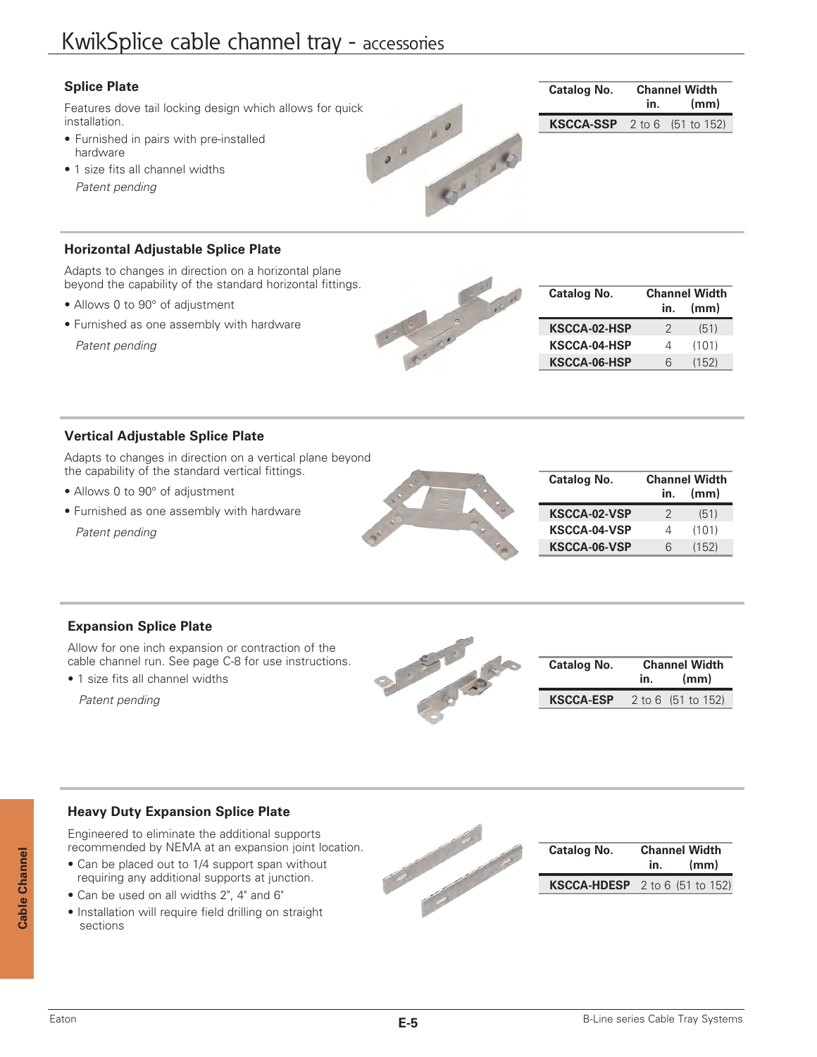# KwikSplice cable channel tray - accessories

## Splice Plate

Features dove tail locking design which allows for quick installation.

- Furnished in pairs with pre-installed hardware
- 1 size fits all channel widths

*Patent pending*

| Catalog No. | Channel Width in. | (mm) |
|---|---|---|
| **KSCCA-SSP** | 2 to 6 | (51 to 152) |

## Horizontal Adjustable Splice Plate

Adapts to changes in direction on a horizontal plane beyond the capability of the standard horizontal fittings.

- Allows 0 to 90° of adjustment
- Furnished as one assembly with hardware

*Patent pending*

| Catalog No. | Channel Width in. | (mm) |
|---|---|---|
| **KSCCA-02-HSP** | 2 | (51) |
| **KSCCA-04-HSP** | 4 | (101) |
| **KSCCA-06-HSP** | 6 | (152) |

## Vertical Adjustable Splice Plate

Adapts to changes in direction on a vertical plane beyond the capability of the standard vertical fittings.

- Allows 0 to 90° of adjustment
- Furnished as one assembly with hardware

*Patent pending*

| Catalog No. | Channel Width in. | (mm) |
|---|---|---|
| **KSCCA-02-VSP** | 2 | (51) |
| **KSCCA-04-VSP** | 4 | (101) |
| **KSCCA-06-VSP** | 6 | (152) |

## Expansion Splice Plate

Allow for one inch expansion or contraction of the cable channel run. See page C-8 for use instructions.

- 1 size fits all channel widths

*Patent pending*

| Catalog No. | Channel Width in. | (mm) |
|---|---|---|
| **KSCCA-ESP** | 2 to 6 | (51 to 152) |

## Heavy Duty Expansion Splice Plate

Engineered to eliminate the additional supports recommended by NEMA at an expansion joint location.

- Can be placed out to 1/4 support span without requiring any additional supports at junction.
- Can be used on all widths 2", 4" and 6"
- Installation will require field drilling on straight sections

| Catalog No. | Channel Width in. | (mm) |
|---|---|---|
| **KSCCA-HDESP** | 2 to 6 | (51 to 152) |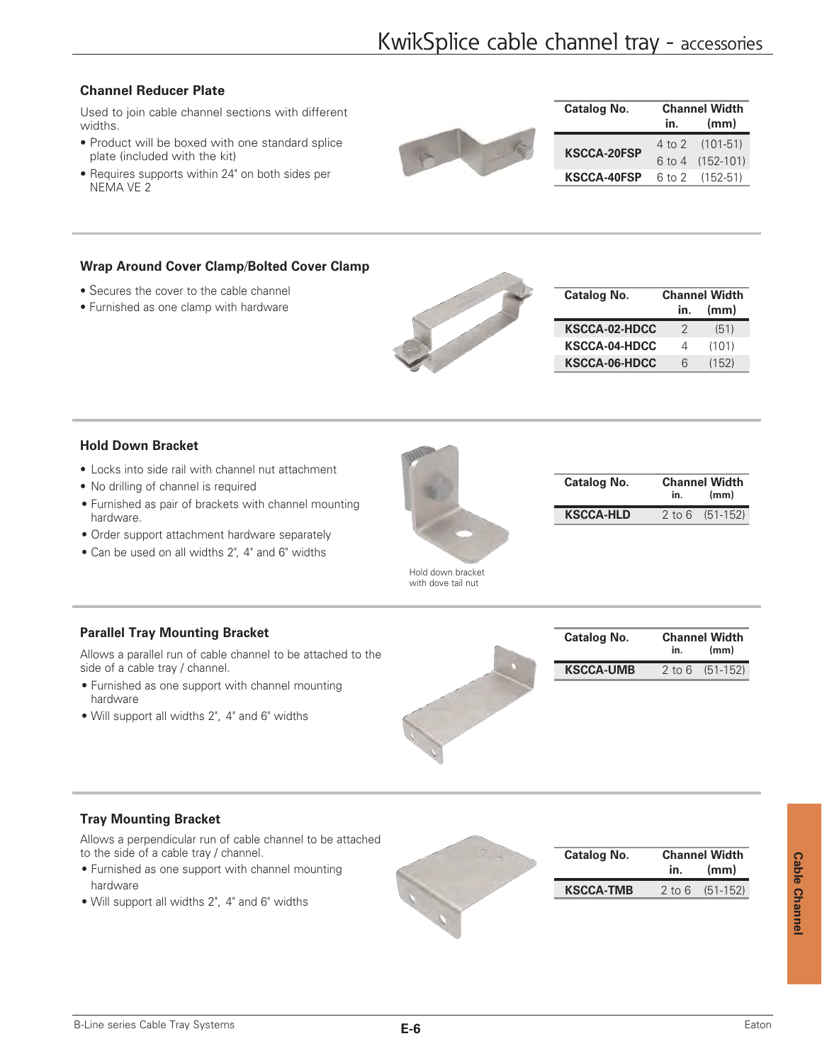# KwikSplice cable channel tray - accessories

### Channel Reducer Plate

Used to join cable channel sections with different widths.

- Product will be boxed with one standard splice plate (included with the kit)
- Requires supports within 24" on both sides per NEMA VE 2

| Catalog No. | Channel Width in. | (mm) |
|---|---|---|
| KSCCA-20FSP | 4 to 2 | (101-51) |
| | 6 to 4 | (152-101) |
| KSCCA-40FSP | 6 to 2 | (152-51) |

### Wrap Around Cover Clamp/Bolted Cover Clamp

- Secures the cover to the cable channel
- Furnished as one clamp with hardware

| Catalog No. | Channel Width in. | (mm) |
|---|---|---|
| KSCCA-02-HDCC | 2 | (51) |
| KSCCA-04-HDCC | 4 | (101) |
| KSCCA-06-HDCC | 6 | (152) |

### Hold Down Bracket

- Locks into side rail with channel nut attachment
- No drilling of channel is required
- Furnished as pair of brackets with channel mounting hardware.
- Order support attachment hardware separately
- Can be used on all widths 2", 4" and 6" widths

Hold down bracket with dove tail nut

| Catalog No. | Channel Width in. | (mm) |
|---|---|---|
| KSCCA-HLD | 2 to 6 | (51-152) |

### Parallel Tray Mounting Bracket

Allows a parallel run of cable channel to be attached to the side of a cable tray / channel.

- Furnished as one support with channel mounting hardware
- Will support all widths 2", 4" and 6" widths

| Catalog No. | Channel Width in. | (mm) |
|---|---|---|
| KSCCA-UMB | 2 to 6 | (51-152) |

### Tray Mounting Bracket

Allows a perpendicular run of cable channel to be attached to the side of a cable tray / channel.

- Furnished as one support with channel mounting hardware
- Will support all widths 2", 4" and 6" widths

| Catalog No. | Channel Width in. | (mm) |
|---|---|---|
| KSCCA-TMB | 2 to 6 | (51-152) |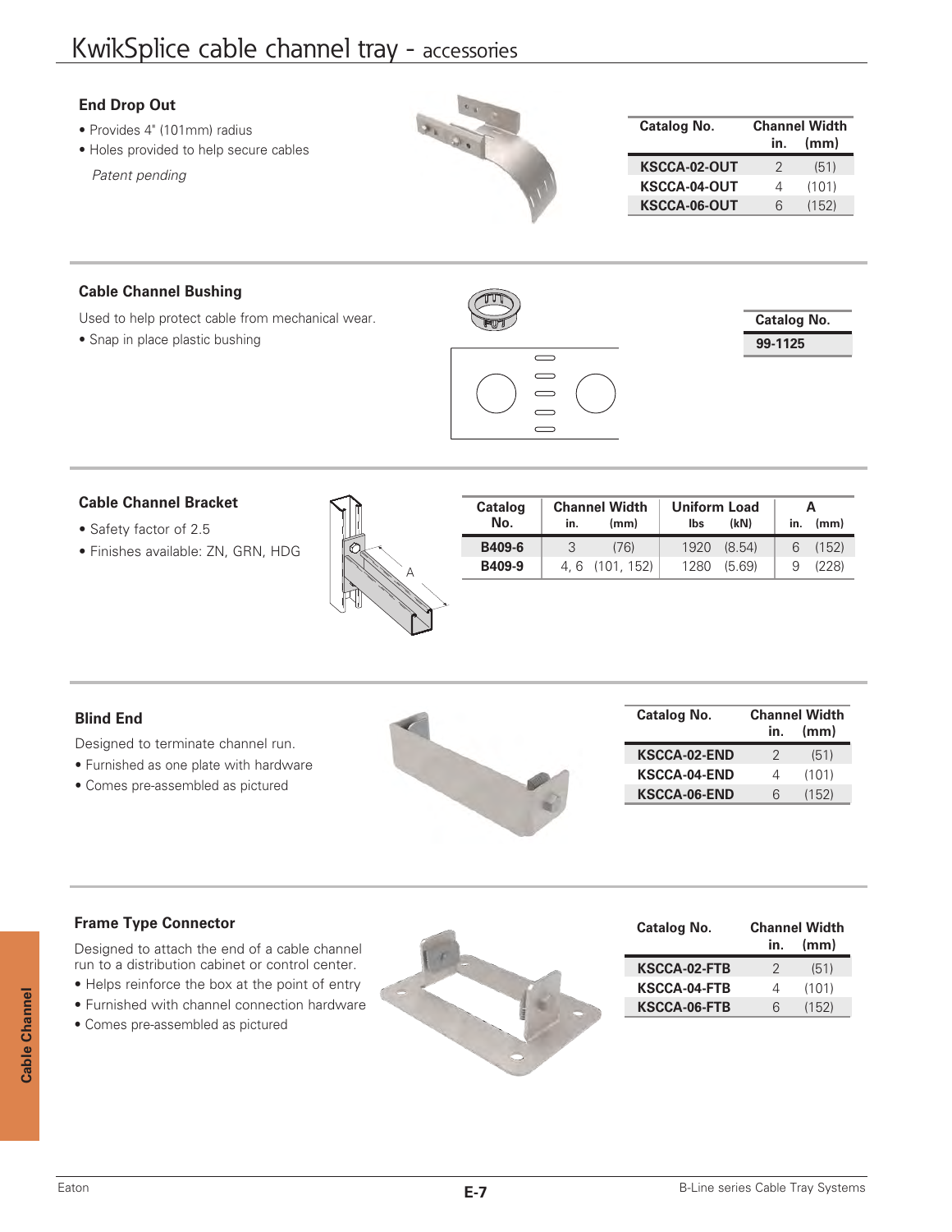# KwikSplice cable channel tray - accessories

## End Drop Out

- Provides 4" (101mm) radius
- Holes provided to help secure cables

*Patent pending*

| Catalog No. | Channel Width in. | (mm) |
|---|---|---|
| KSCCA-02-OUT | 2 | (51) |
| KSCCA-04-OUT | 4 | (101) |
| KSCCA-06-OUT | 6 | (152) |

## Cable Channel Bushing

Used to help protect cable from mechanical wear.

- Snap in place plastic bushing

| Catalog No. |
|---|
| 99-1125 |

## Cable Channel Bracket

- Safety factor of 2.5
- Finishes available: ZN, GRN, HDG

| Catalog No. | Channel Width in. | (mm) | Uniform Load lbs | (kN) | A in. | (mm) |
|---|---|---|---|---|---|---|
| B409-6 | 3 | (76) | 1920 | (8.54) | 6 | (152) |
| B409-9 | 4, 6 | (101, 152) | 1280 | (5.69) | 9 | (228) |

## Blind End

Designed to terminate channel run.

- Furnished as one plate with hardware
- Comes pre-assembled as pictured

| Catalog No. | Channel Width in. | (mm) |
|---|---|---|
| KSCCA-02-END | 2 | (51) |
| KSCCA-04-END | 4 | (101) |
| KSCCA-06-END | 6 | (152) |

## Frame Type Connector

Designed to attach the end of a cable channel run to a distribution cabinet or control center.

- Helps reinforce the box at the point of entry
- Furnished with channel connection hardware
- Comes pre-assembled as pictured

| Catalog No. | Channel Width in. | (mm) |
|---|---|---|
| KSCCA-02-FTB | 2 | (51) |
| KSCCA-04-FTB | 4 | (101) |
| KSCCA-06-FTB | 6 | (152) |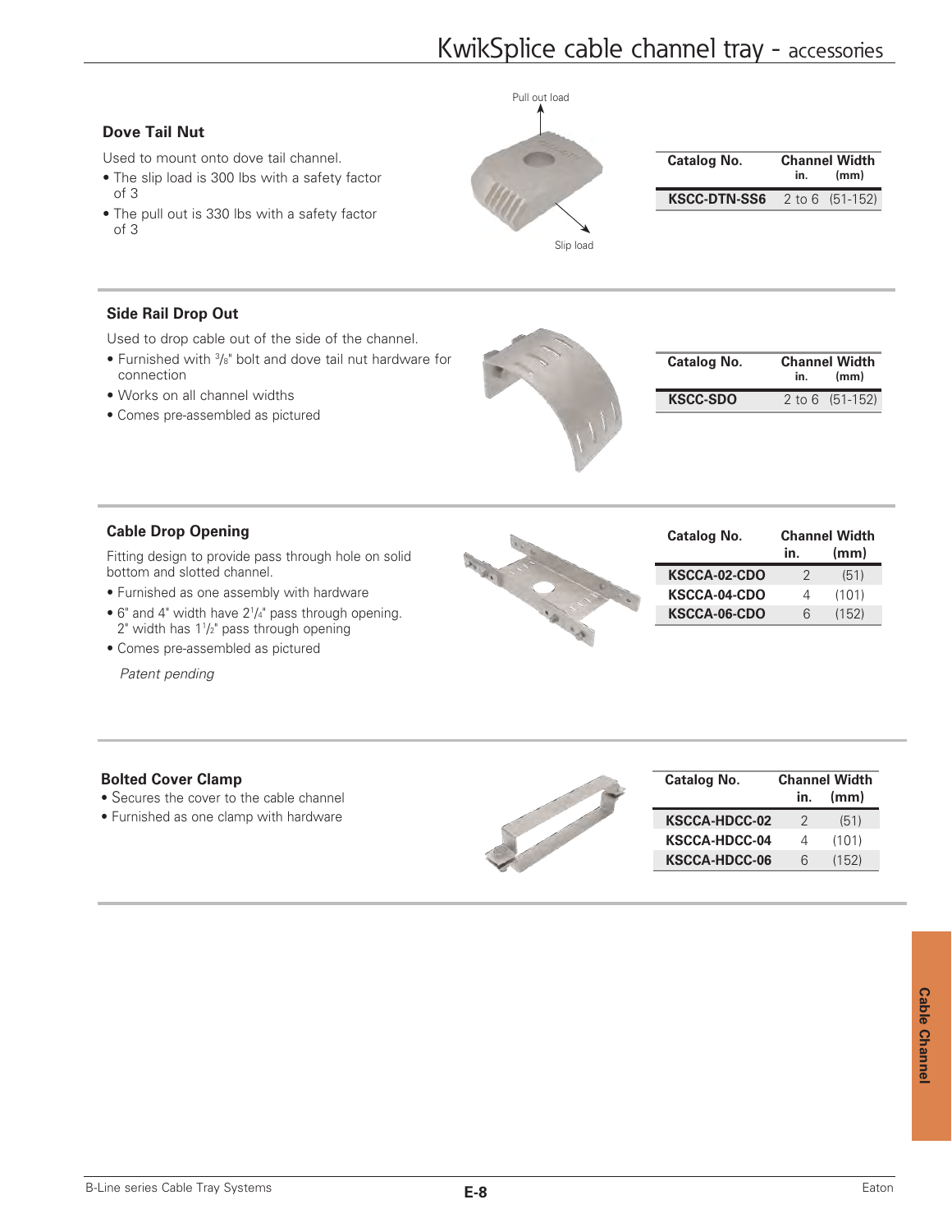# KwikSplice cable channel tray - accessories

## Dove Tail Nut

Used to mount onto dove tail channel.

- The slip load is 300 lbs with a safety factor of 3
- The pull out is 330 lbs with a safety factor of 3

Pull out load

Slip load

| Catalog No. | Channel Width in. | (mm) |
|---|---|---|
| KSCC-DTN-SS6 | 2 to 6 | (51-152) |

## Side Rail Drop Out

Used to drop cable out of the side of the channel.

- Furnished with 3/8" bolt and dove tail nut hardware for connection
- Works on all channel widths
- Comes pre-assembled as pictured

| Catalog No. | Channel Width in. | (mm) |
|---|---|---|
| KSCC-SDO | 2 to 6 | (51-152) |

## Cable Drop Opening

Fitting design to provide pass through hole on solid bottom and slotted channel.

- Furnished as one assembly with hardware
- 6" and 4" width have 2 1/4" pass through opening. 2" width has 1 1/2" pass through opening
- Comes pre-assembled as pictured

*Patent pending*

| Catalog No. | Channel Width in. | (mm) |
|---|---|---|
| KSCCA-02-CDO | 2 | (51) |
| KSCCA-04-CDO | 4 | (101) |
| KSCCA-06-CDO | 6 | (152) |

## Bolted Cover Clamp

- Secures the cover to the cable channel
- Furnished as one clamp with hardware

| Catalog No. | Channel Width in. | (mm) |
|---|---|---|
| KSCCA-HDCC-02 | 2 | (51) |
| KSCCA-HDCC-04 | 4 | (101) |
| KSCCA-HDCC-06 | 6 | (152) |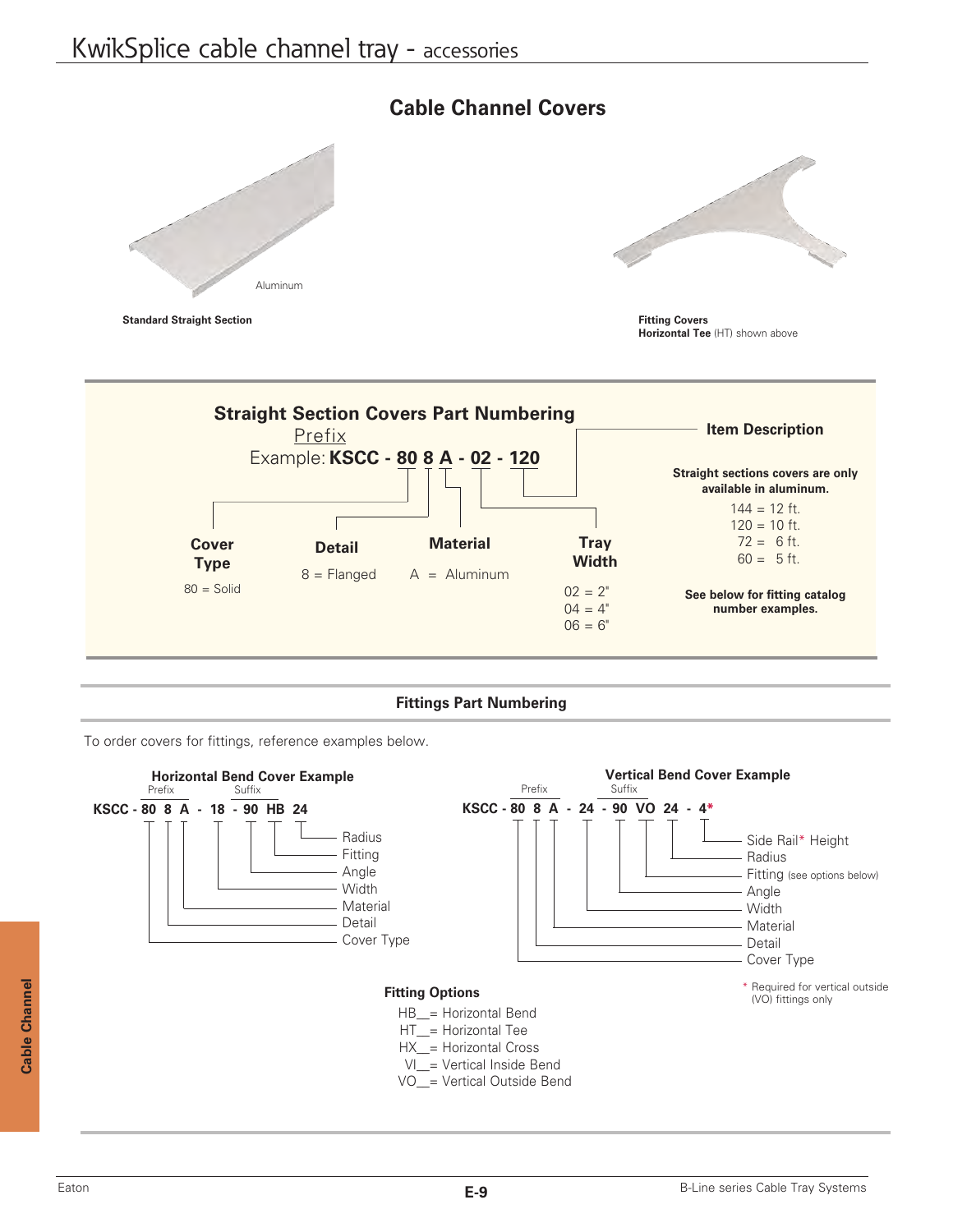# KwikSplice cable channel tray - accessories

## Cable Channel Covers

Aluminum

**Standard Straight Section**

**Fitting Covers**
**Horizontal Tee** (HT) shown above

### Straight Section Covers Part Numbering

Prefix

Example: **KSCC - 80 8 A - 02 - 120**

**Cover Type**
80 = Solid

**Detail**
8 = Flanged

**Material**
A = Aluminum

**Tray Width**
02 = 2"
04 = 4"
06 = 6"

**Item Description**

**Straight sections covers are only available in aluminum.**

144 = 12 ft.
120 = 10 ft.
72 = 6 ft.
60 = 5 ft.

**See below for fitting catalog number examples.**

### Fittings Part Numbering

To order covers for fittings, reference examples below.

**Horizontal Bend Cover Example**

Prefix / Suffix

**KSCC - 80 8 A - 18 - 90 HB 24**

- 80 — Cover Type
- 8 — Detail
- A — Material
- 18 — Width
- 90 — Angle
- HB — Fitting
- 24 — Radius

**Vertical Bend Cover Example**

Prefix / Suffix

**KSCC - 80 8 A - 24 - 90 VO 24 - 4***

- 80 — Cover Type
- 8 — Detail
- A — Material
- 24 — Width
- 90 — Angle
- VO — Fitting (see options below)
- 24 — Radius
- 4* — Side Rail* Height

\* Required for vertical outside (VO) fittings only

**Fitting Options**

HB__= Horizontal Bend
HT__= Horizontal Tee
HX__= Horizontal Cross
VI__= Vertical Inside Bend
VO__= Vertical Outside Bend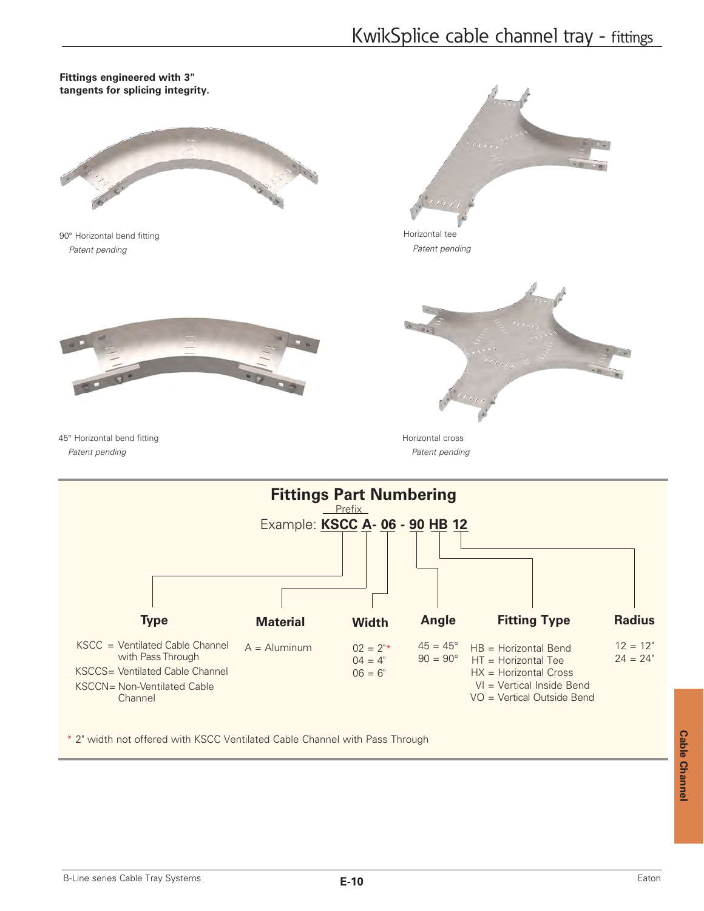# KwikSplice cable channel tray - fittings

**Fittings engineered with 3" tangents for splicing integrity.**

90° Horizontal bend fitting
*Patent pending*

Horizontal tee
*Patent pending*

45° Horizontal bend fitting
*Patent pending*

Horizontal cross
*Patent pending*

## Fittings Part Numbering

Prefix

Example: **KSCC A- 06 - 90 HB 12**

| Type | Material | Width | Angle | Fitting Type | Radius |
|---|---|---|---|---|---|
| KSCC = Ventilated Cable Channel with Pass Through | A = Aluminum | 02 = 2"* | 45 = 45° | HB = Horizontal Bend | 12 = 12" |
| KSCCS= Ventilated Cable Channel | | 04 = 4" | 90 = 90° | HT = Horizontal Tee | 24 = 24" |
| KSCCN= Non-Ventilated Cable Channel | | 06 = 6" | | HX = Horizontal Cross | |
| | | | | VI = Vertical Inside Bend | |
| | | | | VO = Vertical Outside Bend | |

\* 2" width not offered with KSCC Ventilated Cable Channel with Pass Through

Cable Channel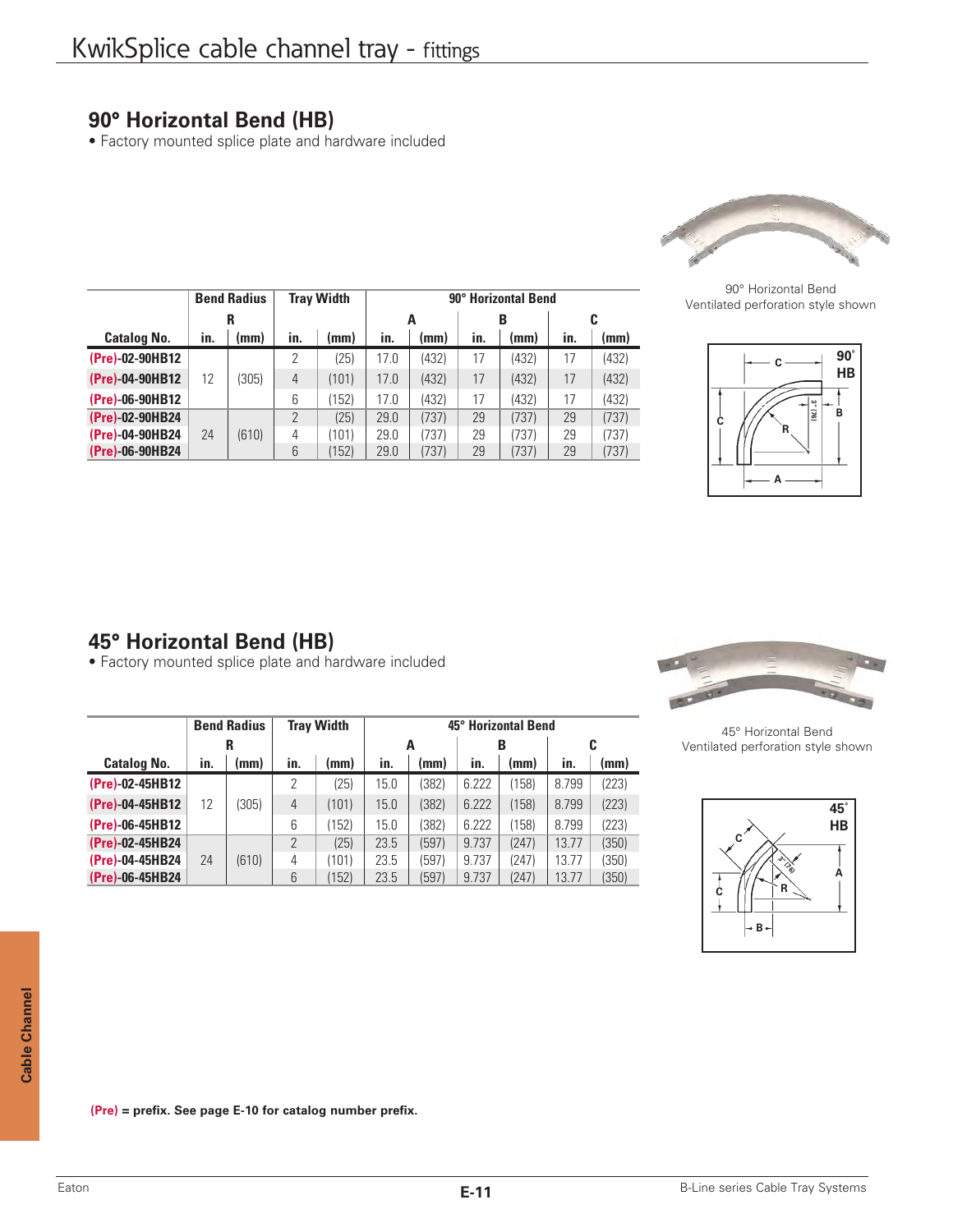## 90° Horizontal Bend (HB)

- Factory mounted splice plate and hardware included

| | Bend Radius | | Tray Width | | 90° Horizontal Bend | | | | | |
|---|---|---|---|---|---|---|---|---|---|---|
| | R | | | | A | | B | | C | |
| Catalog No. | in. | (mm) | in. | (mm) | in. | (mm) | in. | (mm) | in. | (mm) |
| (Pre)-02-90HB12 | 12 | (305) | 2 | (25) | 17.0 | (432) | 17 | (432) | 17 | (432) |
| (Pre)-04-90HB12 | | | 4 | (101) | 17.0 | (432) | 17 | (432) | 17 | (432) |
| (Pre)-06-90HB12 | | | 6 | (152) | 17.0 | (432) | 17 | (432) | 17 | (432) |
| (Pre)-02-90HB24 | 24 | (610) | 2 | (25) | 29.0 | (737) | 29 | (737) | 29 | (737) |
| (Pre)-04-90HB24 | | | 4 | (101) | 29.0 | (737) | 29 | (737) | 29 | (737) |
| (Pre)-06-90HB24 | | | 6 | (152) | 29.0 | (737) | 29 | (737) | 29 | (737) |

90° Horizontal Bend
Ventilated perforation style shown

## 45° Horizontal Bend (HB)

- Factory mounted splice plate and hardware included

| | Bend Radius | | Tray Width | | 45° Horizontal Bend | | | | | |
|---|---|---|---|---|---|---|---|---|---|---|
| | R | | | | A | | B | | C | |
| Catalog No. | in. | (mm) | in. | (mm) | in. | (mm) | in. | (mm) | in. | (mm) |
| (Pre)-02-45HB12 | 12 | (305) | 2 | (25) | 15.0 | (382) | 6.222 | (158) | 8.799 | (223) |
| (Pre)-04-45HB12 | | | 4 | (101) | 15.0 | (382) | 6.222 | (158) | 8.799 | (223) |
| (Pre)-06-45HB12 | | | 6 | (152) | 15.0 | (382) | 6.222 | (158) | 8.799 | (223) |
| (Pre)-02-45HB24 | 24 | (610) | 2 | (25) | 23.5 | (597) | 9.737 | (247) | 13.77 | (350) |
| (Pre)-04-45HB24 | | | 4 | (101) | 23.5 | (597) | 9.737 | (247) | 13.77 | (350) |
| (Pre)-06-45HB24 | | | 6 | (152) | 23.5 | (597) | 9.737 | (247) | 13.77 | (350) |

45° Horizontal Bend
Ventilated perforation style shown

**(Pre) = prefix. See page E-10 for catalog number prefix.**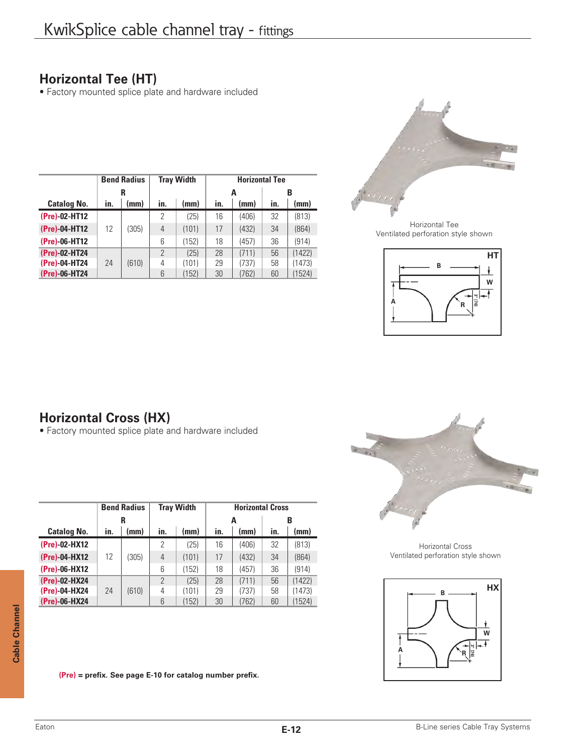# KwikSplice cable channel tray - fittings

## Horizontal Tee (HT)

- Factory mounted splice plate and hardware included

| | Bend Radius | | Tray Width | | Horizontal Tee | | | |
|---|---|---|---|---|---|---|---|---|
| | R | | | | A | | B | |
| Catalog No. | in. | (mm) | in. | (mm) | in. | (mm) | in. | (mm) |
| (Pre)-02-HT12 | 12 | (305) | 2 | (25) | 16 | (406) | 32 | (813) |
| (Pre)-04-HT12 | | | 4 | (101) | 17 | (432) | 34 | (864) |
| (Pre)-06-HT12 | | | 6 | (152) | 18 | (457) | 36 | (914) |
| (Pre)-02-HT24 | 24 | (610) | 2 | (25) | 28 | (711) | 56 | (1422) |
| (Pre)-04-HT24 | | | 4 | (101) | 29 | (737) | 58 | (1473) |
| (Pre)-06-HT24 | | | 6 | (152) | 30 | (762) | 60 | (1524) |

Horizontal Tee
Ventilated perforation style shown

HT

## Horizontal Cross (HX)

- Factory mounted splice plate and hardware included

| | Bend Radius | | Tray Width | | Horizontal Cross | | | |
|---|---|---|---|---|---|---|---|---|
| | R | | | | A | | B | |
| Catalog No. | in. | (mm) | in. | (mm) | in. | (mm) | in. | (mm) |
| (Pre)-02-HX12 | 12 | (305) | 2 | (25) | 16 | (406) | 32 | (813) |
| (Pre)-04-HX12 | | | 4 | (101) | 17 | (432) | 34 | (864) |
| (Pre)-06-HX12 | | | 6 | (152) | 18 | (457) | 36 | (914) |
| (Pre)-02-HX24 | 24 | (610) | 2 | (25) | 28 | (711) | 56 | (1422) |
| (Pre)-04-HX24 | | | 4 | (101) | 29 | (737) | 58 | (1473) |
| (Pre)-06-HX24 | | | 6 | (152) | 30 | (762) | 60 | (1524) |

Horizontal Cross
Ventilated perforation style shown

HX

**(Pre) = prefix. See page E-10 for catalog number prefix.**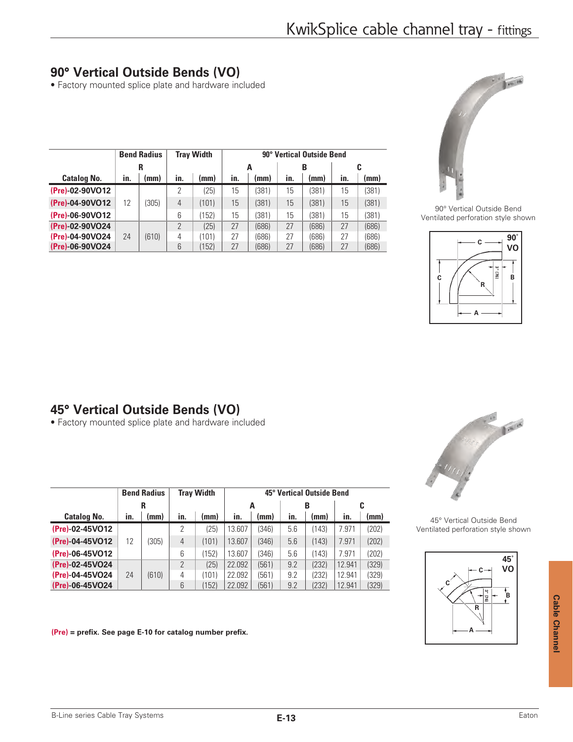## 90° Vertical Outside Bends (VO)

- Factory mounted splice plate and hardware included

| Catalog No. | Bend Radius R in. | (mm) | Tray Width in. | (mm) | 90° Vertical Outside Bend A in. | (mm) | B in. | (mm) | C in. | (mm) |
|---|---|---|---|---|---|---|---|---|---|---|
| (Pre)-02-90VO12 | 12 | (305) | 2 | (25) | 15 | (381) | 15 | (381) | 15 | (381) |
| (Pre)-04-90VO12 | | | 4 | (101) | 15 | (381) | 15 | (381) | 15 | (381) |
| (Pre)-06-90VO12 | | | 6 | (152) | 15 | (381) | 15 | (381) | 15 | (381) |
| (Pre)-02-90VO24 | 24 | (610) | 2 | (25) | 27 | (686) | 27 | (686) | 27 | (686) |
| (Pre)-04-90VO24 | | | 4 | (101) | 27 | (686) | 27 | (686) | 27 | (686) |
| (Pre)-06-90VO24 | | | 6 | (152) | 27 | (686) | 27 | (686) | 27 | (686) |

90° Vertical Outside Bend
Ventilated perforation style shown

## 45° Vertical Outside Bends (VO)

- Factory mounted splice plate and hardware included

| Catalog No. | Bend Radius R in. | (mm) | Tray Width in. | (mm) | 45° Vertical Outside Bend A in. | (mm) | B in. | (mm) | C in. | (mm) |
|---|---|---|---|---|---|---|---|---|---|---|
| (Pre)-02-45VO12 | 12 | (305) | 2 | (25) | 13.607 | (346) | 5.6 | (143) | 7.971 | (202) |
| (Pre)-04-45VO12 | | | 4 | (101) | 13.607 | (346) | 5.6 | (143) | 7.971 | (202) |
| (Pre)-06-45VO12 | | | 6 | (152) | 13.607 | (346) | 5.6 | (143) | 7.971 | (202) |
| (Pre)-02-45VO24 | 24 | (610) | 2 | (25) | 22.092 | (561) | 9.2 | (232) | 12.941 | (329) |
| (Pre)-04-45VO24 | | | 4 | (101) | 22.092 | (561) | 9.2 | (232) | 12.941 | (329) |
| (Pre)-06-45VO24 | | | 6 | (152) | 22.092 | (561) | 9.2 | (232) | 12.941 | (329) |

45° Vertical Outside Bend
Ventilated perforation style shown

**(Pre) = prefix. See page E-10 for catalog number prefix.**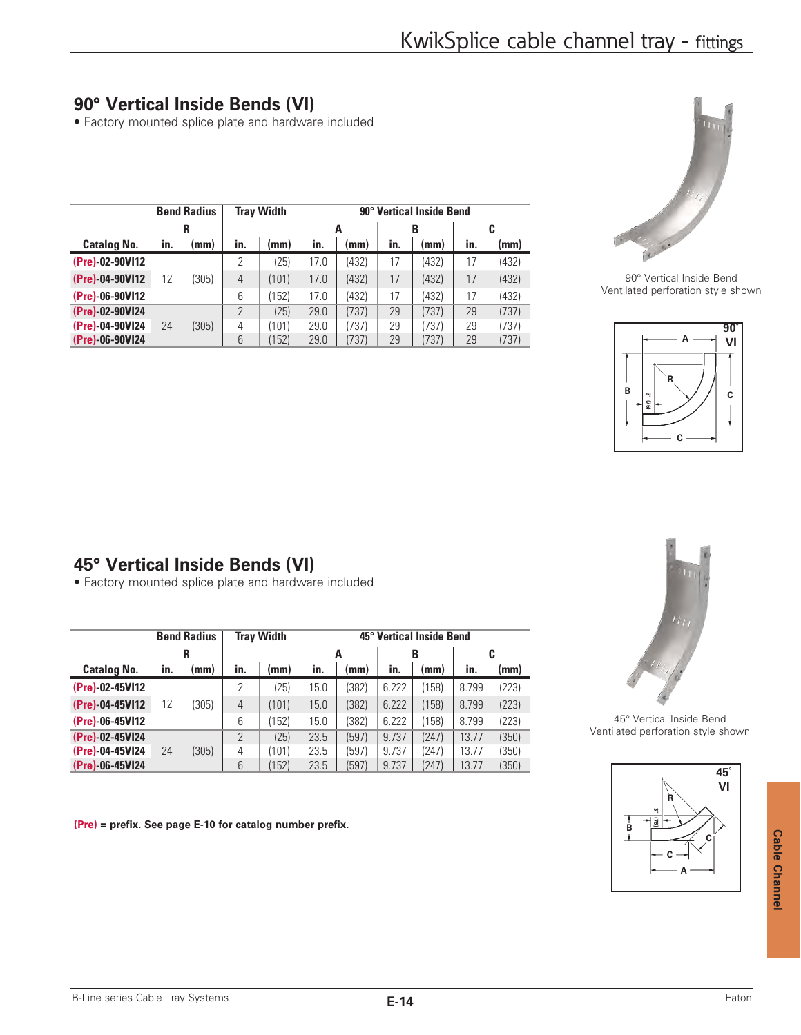## 90° Vertical Inside Bends (VI)

- Factory mounted splice plate and hardware included

| Catalog No. | Bend Radius R in. | (mm) | Tray Width in. | (mm) | 90° Vertical Inside Bend A in. | (mm) | B in. | (mm) | C in. | (mm) |
|---|---|---|---|---|---|---|---|---|---|---|
| (Pre)-02-90VI12 | 12 | (305) | 2 | (25) | 17.0 | (432) | 17 | (432) | 17 | (432) |
| (Pre)-04-90VI12 | | | 4 | (101) | 17.0 | (432) | 17 | (432) | 17 | (432) |
| (Pre)-06-90VI12 | | | 6 | (152) | 17.0 | (432) | 17 | (432) | 17 | (432) |
| (Pre)-02-90VI24 | 24 | (305) | 2 | (25) | 29.0 | (737) | 29 | (737) | 29 | (737) |
| (Pre)-04-90VI24 | | | 4 | (101) | 29.0 | (737) | 29 | (737) | 29 | (737) |
| (Pre)-06-90VI24 | | | 6 | (152) | 29.0 | (737) | 29 | (737) | 29 | (737) |

90° Vertical Inside Bend
Ventilated perforation style shown

## 45° Vertical Inside Bends (VI)

- Factory mounted splice plate and hardware included

| Catalog No. | Bend Radius R in. | (mm) | Tray Width in. | (mm) | 45° Vertical Inside Bend A in. | (mm) | B in. | (mm) | C in. | (mm) |
|---|---|---|---|---|---|---|---|---|---|---|
| (Pre)-02-45VI12 | 12 | (305) | 2 | (25) | 15.0 | (382) | 6.222 | (158) | 8.799 | (223) |
| (Pre)-04-45VI12 | | | 4 | (101) | 15.0 | (382) | 6.222 | (158) | 8.799 | (223) |
| (Pre)-06-45VI12 | | | 6 | (152) | 15.0 | (382) | 6.222 | (158) | 8.799 | (223) |
| (Pre)-02-45VI24 | 24 | (305) | 2 | (25) | 23.5 | (597) | 9.737 | (247) | 13.77 | (350) |
| (Pre)-04-45VI24 | | | 4 | (101) | 23.5 | (597) | 9.737 | (247) | 13.77 | (350) |
| (Pre)-06-45VI24 | | | 6 | (152) | 23.5 | (597) | 9.737 | (247) | 13.77 | (350) |

45° Vertical Inside Bend
Ventilated perforation style shown

**(Pre) = prefix. See page E-10 for catalog number prefix.**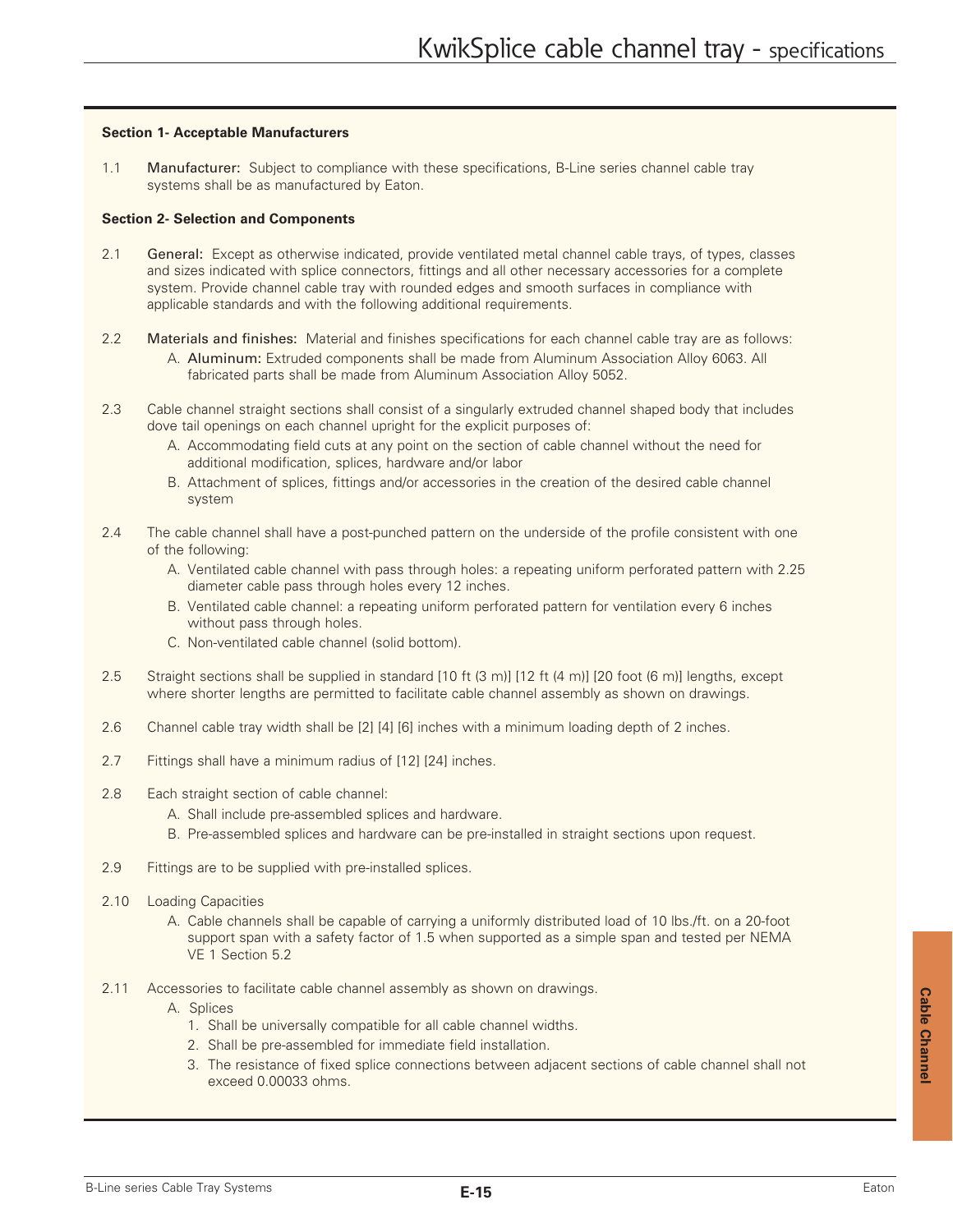# KwikSplice cable channel tray - specifications

**Section 1- Acceptable Manufacturers**

1.1 Manufacturer: Subject to compliance with these specifications, B-Line series channel cable tray systems shall be as manufactured by Eaton.

**Section 2- Selection and Components**

2.1 General: Except as otherwise indicated, provide ventilated metal channel cable trays, of types, classes and sizes indicated with splice connectors, fittings and all other necessary accessories for a complete system. Provide channel cable tray with rounded edges and smooth surfaces in compliance with applicable standards and with the following additional requirements.

2.2 Materials and finishes: Material and finishes specifications for each channel cable tray are as follows:

- A. Aluminum: Extruded components shall be made from Aluminum Association Alloy 6063. All fabricated parts shall be made from Aluminum Association Alloy 5052.

2.3 Cable channel straight sections shall consist of a singularly extruded channel shaped body that includes dove tail openings on each channel upright for the explicit purposes of:

- A. Accommodating field cuts at any point on the section of cable channel without the need for additional modification, splices, hardware and/or labor
- B. Attachment of splices, fittings and/or accessories in the creation of the desired cable channel system

2.4 The cable channel shall have a post-punched pattern on the underside of the profile consistent with one of the following:

- A. Ventilated cable channel with pass through holes: a repeating uniform perforated pattern with 2.25 diameter cable pass through holes every 12 inches.
- B. Ventilated cable channel: a repeating uniform perforated pattern for ventilation every 6 inches without pass through holes.
- C. Non-ventilated cable channel (solid bottom).

2.5 Straight sections shall be supplied in standard [10 ft (3 m)] [12 ft (4 m)] [20 foot (6 m)] lengths, except where shorter lengths are permitted to facilitate cable channel assembly as shown on drawings.

2.6 Channel cable tray width shall be [2] [4] [6] inches with a minimum loading depth of 2 inches.

2.7 Fittings shall have a minimum radius of [12] [24] inches.

2.8 Each straight section of cable channel:

- A. Shall include pre-assembled splices and hardware.
- B. Pre-assembled splices and hardware can be pre-installed in straight sections upon request.

2.9 Fittings are to be supplied with pre-installed splices.

2.10 Loading Capacities

- A. Cable channels shall be capable of carrying a uniformly distributed load of 10 lbs./ft. on a 20-foot support span with a safety factor of 1.5 when supported as a simple span and tested per NEMA VE 1 Section 5.2

2.11 Accessories to facilitate cable channel assembly as shown on drawings.

- A. Splices
  1. Shall be universally compatible for all cable channel widths.
  2. Shall be pre-assembled for immediate field installation.
  3. The resistance of fixed splice connections between adjacent sections of cable channel shall not exceed 0.00033 ohms.